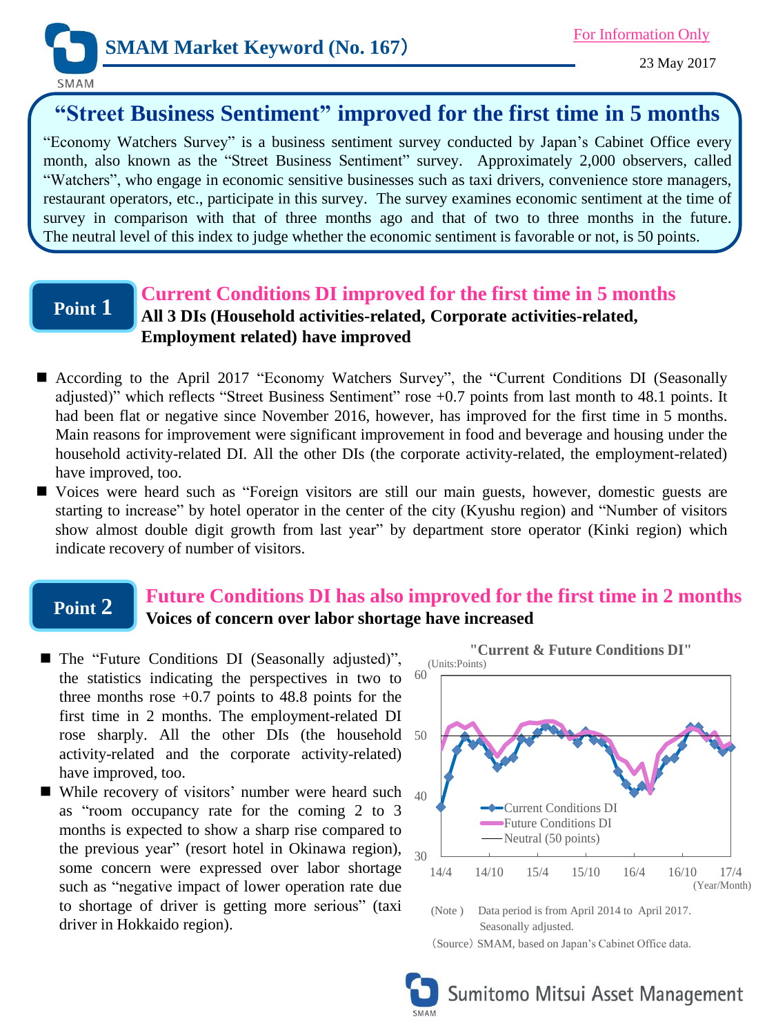# SMAM Market Keyword (No. 167)

For Information Only

23 May 2017

## "Street Business Sentiment" improved for the first time in 5 months

"Economy Watchers Survey" is a business sentiment survey conducted by Japan's Cabinet Office every month, also known as the "Street Business Sentiment" survey. Approximately 2,000 observers, called "Watchers", who engage in economic sensitive businesses such as taxi drivers, convenience store managers, restaurant operators, etc., participate in this survey. The survey examines economic sentiment at the time of survey in comparison with that of three months ago and that of two to three months in the future. The neutral level of this index to judge whether the economic sentiment is favorable or not, is 50 points.

### Point 1

**Current Conditions DI improved for the first time in 5 months**

**All 3 DIs (Household activities-related, Corporate activities-related, Employment related) have improved**

- According to the April 2017 "Economy Watchers Survey", the "Current Conditions DI (Seasonally adjusted)" which reflects "Street Business Sentiment" rose +0.7 points from last month to 48.1 points. It had been flat or negative since November 2016, however, has improved for the first time in 5 months. Main reasons for improvement were significant improvement in food and beverage and housing under the household activity-related DI. All the other DIs (the corporate activity-related, the employment-related) have improved, too.
- Voices were heard such as "Foreign visitors are still our main guests, however, domestic guests are starting to increase" by hotel operator in the center of the city (Kyushu region) and "Number of visitors show almost double digit growth from last year" by department store operator (Kinki region) which indicate recovery of number of visitors.

### Point 2

**Future Conditions DI has also improved for the first time in 2 months**

**Voices of concern over labor shortage have increased**

- The "Future Conditions DI (Seasonally adjusted)", the statistics indicating the perspectives in two to three months rose +0.7 points to 48.8 points for the first time in 2 months. The employment-related DI rose sharply. All the other DIs (the household activity-related and the corporate activity-related) have improved, too.
- While recovery of visitors' number were heard such as "room occupancy rate for the coming 2 to 3 months is expected to show a sharp rise compared to the previous year" (resort hotel in Okinawa region), some concern were expressed over labor shortage such as "negative impact of lower operation rate due to shortage of driver is getting more serious" (taxi driver in Hokkaido region).

**"Current & Future Conditions DI"**

(Units:Points)

Legend: Current Conditions DI; Future Conditions DI; Neutral (50 points)

X-axis (Year/Month): 14/4, 14/10, 15/4, 15/10, 16/4, 16/10, 17/4; Y-axis: 30–60

(Note) Data period is from April 2014 to April 2017. Seasonally adjusted.

(Source) SMAM, based on Japan's Cabinet Office data.

Sumitomo Mitsui Asset Management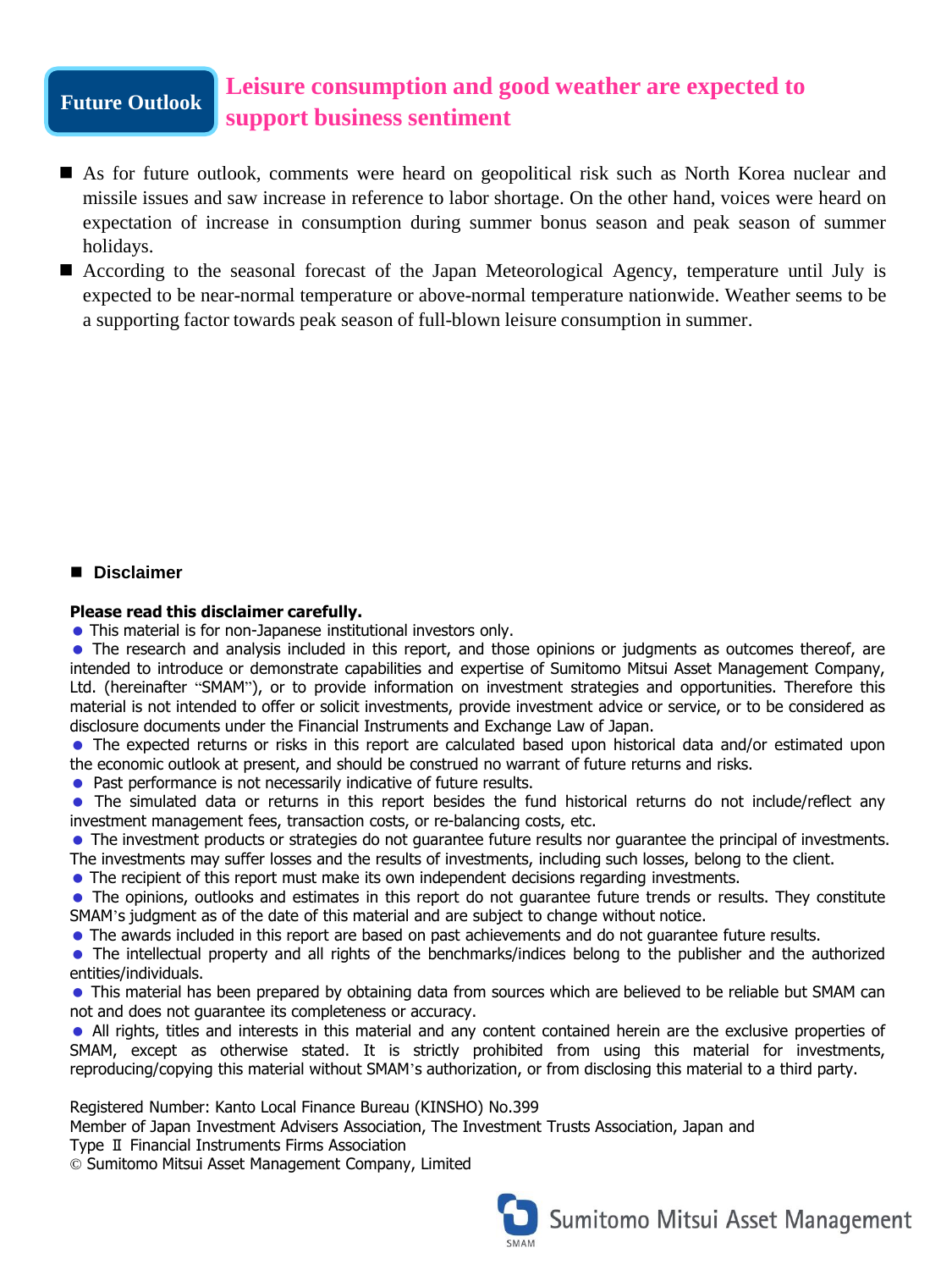## Future Outlook

## Leisure consumption and good weather are expected to support business sentiment

- As for future outlook, comments were heard on geopolitical risk such as North Korea nuclear and missile issues and saw increase in reference to labor shortage. On the other hand, voices were heard on expectation of increase in consumption during summer bonus season and peak season of summer holidays.
- According to the seasonal forecast of the Japan Meteorological Agency, temperature until July is expected to be near-normal temperature or above-normal temperature nationwide. Weather seems to be a supporting factor towards peak season of full-blown leisure consumption in summer.

### Disclaimer

**Please read this disclaimer carefully.**

- This material is for non-Japanese institutional investors only.
- The research and analysis included in this report, and those opinions or judgments as outcomes thereof, are intended to introduce or demonstrate capabilities and expertise of Sumitomo Mitsui Asset Management Company, Ltd. (hereinafter "SMAM"), or to provide information on investment strategies and opportunities. Therefore this material is not intended to offer or solicit investments, provide investment advice or service, or to be considered as disclosure documents under the Financial Instruments and Exchange Law of Japan.
- The expected returns or risks in this report are calculated based upon historical data and/or estimated upon the economic outlook at present, and should be construed no warrant of future returns and risks.
- Past performance is not necessarily indicative of future results.
- The simulated data or returns in this report besides the fund historical returns do not include/reflect any investment management fees, transaction costs, or re-balancing costs, etc.
- The investment products or strategies do not guarantee future results nor guarantee the principal of investments. The investments may suffer losses and the results of investments, including such losses, belong to the client.
- The recipient of this report must make its own independent decisions regarding investments.
- The opinions, outlooks and estimates in this report do not guarantee future trends or results. They constitute SMAM's judgment as of the date of this material and are subject to change without notice.
- The awards included in this report are based on past achievements and do not guarantee future results.
- The intellectual property and all rights of the benchmarks/indices belong to the publisher and the authorized entities/individuals.
- This material has been prepared by obtaining data from sources which are believed to be reliable but SMAM can not and does not guarantee its completeness or accuracy.
- All rights, titles and interests in this material and any content contained herein are the exclusive properties of SMAM, except as otherwise stated. It is strictly prohibited from using this material for investments, reproducing/copying this material without SMAM's authorization, or from disclosing this material to a third party.

Registered Number: Kanto Local Finance Bureau (KINSHO) No.399
Member of Japan Investment Advisers Association, The Investment Trusts Association, Japan and
Type Ⅱ Financial Instruments Firms Association
© Sumitomo Mitsui Asset Management Company, Limited

SMAM Sumitomo Mitsui Asset Management